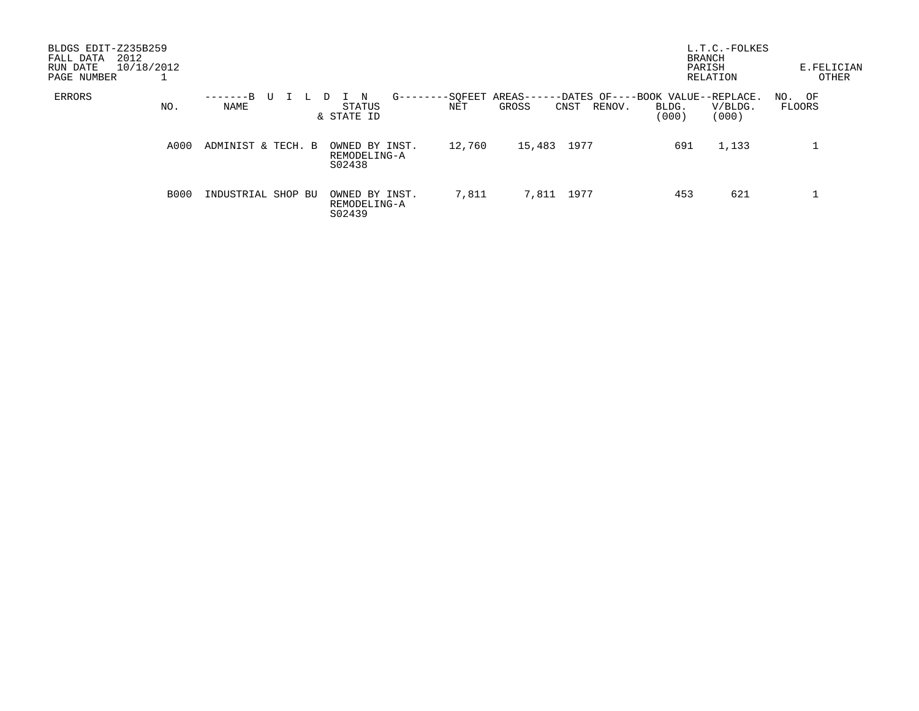BLDGS EDIT-Z235B259
FALL DATA 2012
RUN DATE 10/18/2012
PAGE NUMBER 1

L.T.C.-FOLKES
BRANCH
PARISH E.FELICIAN
RELATION OTHER

| ERRORS | NO. | BUILDING NAME | STATUS & STATE ID | SQFEET AREAS NET | SQFEET AREAS GROSS | DATES OF CNST | DATES OF RENOV. | BOOK VALUE BLDG. (000) | REPLACE. V/BLDG. (000) | NO. OF FLOORS |
|---|---|---|---|---|---|---|---|---|---|---|
| | A000 | ADMINIST & TECH. B | OWNED BY INST. REMODELING-A S02438 | 12,760 | 15,483 | 1977 | | 691 | 1,133 | 1 |
| | B000 | INDUSTRIAL SHOP BU | OWNED BY INST. REMODELING-A S02439 | 7,811 | 7,811 | 1977 | | 453 | 621 | 1 |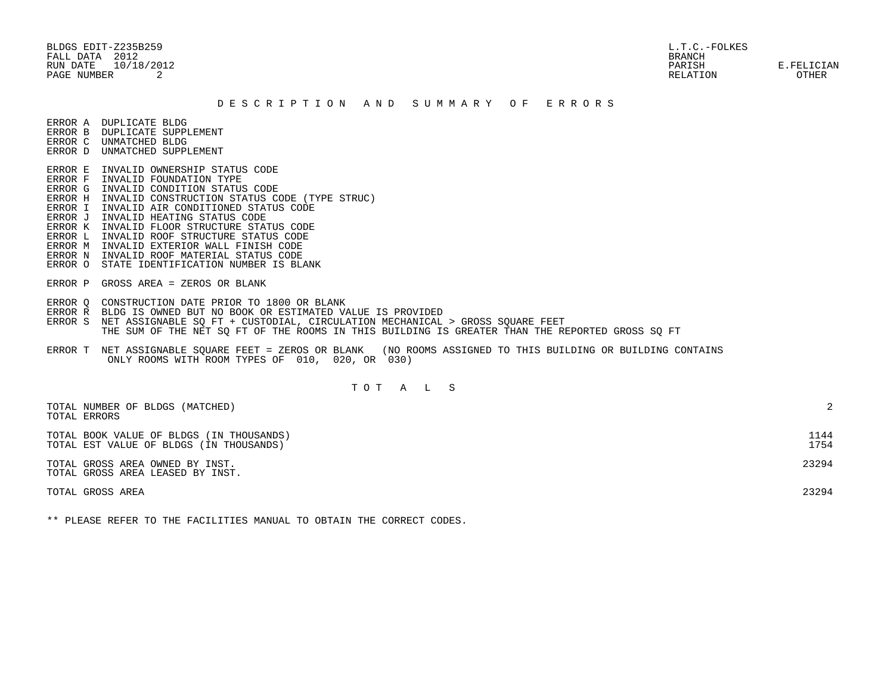BLDGS EDIT-Z235B259
FALL DATA 2012
RUN DATE 10/18/2012
PAGE NUMBER 2

L.T.C.-FOLKES
BRANCH
PARISH E.FELICIAN
RELATION OTHER

## D E S C R I P T I O N   A N D   S U M M A R Y   O F   E R R O R S

ERROR A  DUPLICATE BLDG
ERROR B  DUPLICATE SUPPLEMENT
ERROR C  UNMATCHED BLDG
ERROR D  UNMATCHED SUPPLEMENT

ERROR E  INVALID OWNERSHIP STATUS CODE
ERROR F  INVALID FOUNDATION TYPE
ERROR G  INVALID CONDITION STATUS CODE
ERROR H  INVALID CONSTRUCTION STATUS CODE (TYPE STRUC)
ERROR I  INVALID AIR CONDITIONED STATUS CODE
ERROR J  INVALID HEATING STATUS CODE
ERROR K  INVALID FLOOR STRUCTURE STATUS CODE
ERROR L  INVALID ROOF STRUCTURE STATUS CODE
ERROR M  INVALID EXTERIOR WALL FINISH CODE
ERROR N  INVALID ROOF MATERIAL STATUS CODE
ERROR O  STATE IDENTIFICATION NUMBER IS BLANK

ERROR P  GROSS AREA = ZEROS OR BLANK

ERROR Q  CONSTRUCTION DATE PRIOR TO 1800 OR BLANK
ERROR R  BLDG IS OWNED BUT NO BOOK OR ESTIMATED VALUE IS PROVIDED
ERROR S  NET ASSIGNABLE SQ FT + CUSTODIAL, CIRCULATION MECHANICAL > GROSS SQUARE FEET
THE SUM OF THE NET SQ FT OF THE ROOMS IN THIS BUILDING IS GREATER THAN THE REPORTED GROSS SQ FT

ERROR T  NET ASSIGNABLE SQUARE FEET = ZEROS OR BLANK   (NO ROOMS ASSIGNED TO THIS BUILDING OR BUILDING CONTAINS ONLY ROOMS WITH ROOM TYPES OF 010, 020, OR 030)

## T O T A L S

| | |
|---|---|
| TOTAL NUMBER OF BLDGS (MATCHED) | 2 |
| TOTAL ERRORS | |
| TOTAL BOOK VALUE OF BLDGS (IN THOUSANDS) | 1144 |
| TOTAL EST VALUE OF BLDGS (IN THOUSANDS) | 1754 |
| TOTAL GROSS AREA OWNED BY INST. | 23294 |
| TOTAL GROSS AREA LEASED BY INST. | |
| TOTAL GROSS AREA | 23294 |

** PLEASE REFER TO THE FACILITIES MANUAL TO OBTAIN THE CORRECT CODES.